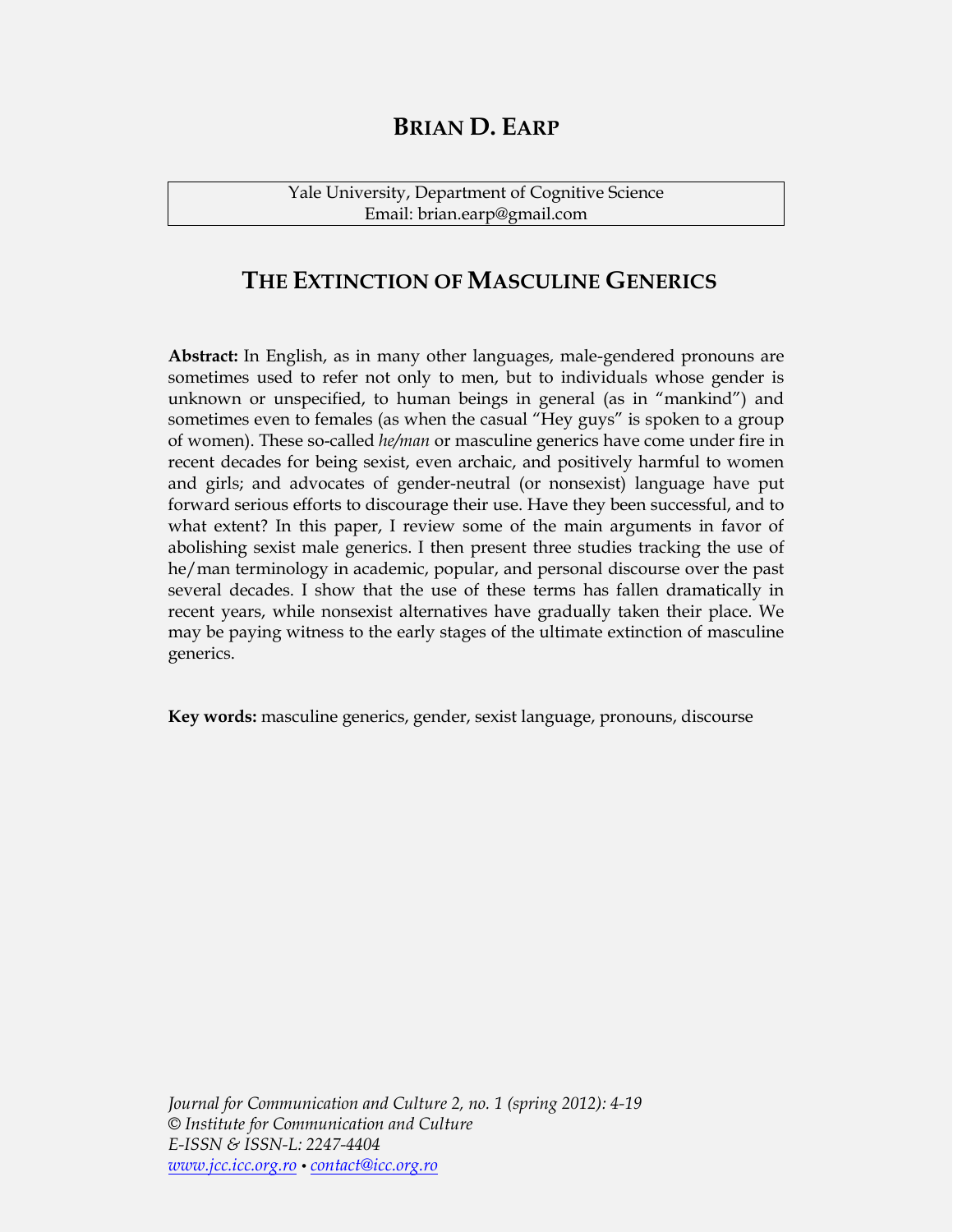# BRIAN D. EARP

Yale University, Department of Cognitive Science
Email: brian.earp@gmail.com

## THE EXTINCTION OF MASCULINE GENERICS

**Abstract:** In English, as in many other languages, male-gendered pronouns are sometimes used to refer not only to men, but to individuals whose gender is unknown or unspecified, to human beings in general (as in "mankind") and sometimes even to females (as when the casual "Hey guys" is spoken to a group of women). These so-called *he/man* or masculine generics have come under fire in recent decades for being sexist, even archaic, and positively harmful to women and girls; and advocates of gender-neutral (or nonsexist) language have put forward serious efforts to discourage their use. Have they been successful, and to what extent? In this paper, I review some of the main arguments in favor of abolishing sexist male generics. I then present three studies tracking the use of he/man terminology in academic, popular, and personal discourse over the past several decades. I show that the use of these terms has fallen dramatically in recent years, while nonsexist alternatives have gradually taken their place. We may be paying witness to the early stages of the ultimate extinction of masculine generics.

**Key words:** masculine generics, gender, sexist language, pronouns, discourse

*Journal for Communication and Culture 2, no. 1 (spring 2012): 4-19*
*© Institute for Communication and Culture*
*E-ISSN & ISSN-L: 2247-4404*
*www.jcc.icc.org.ro • contact@icc.org.ro*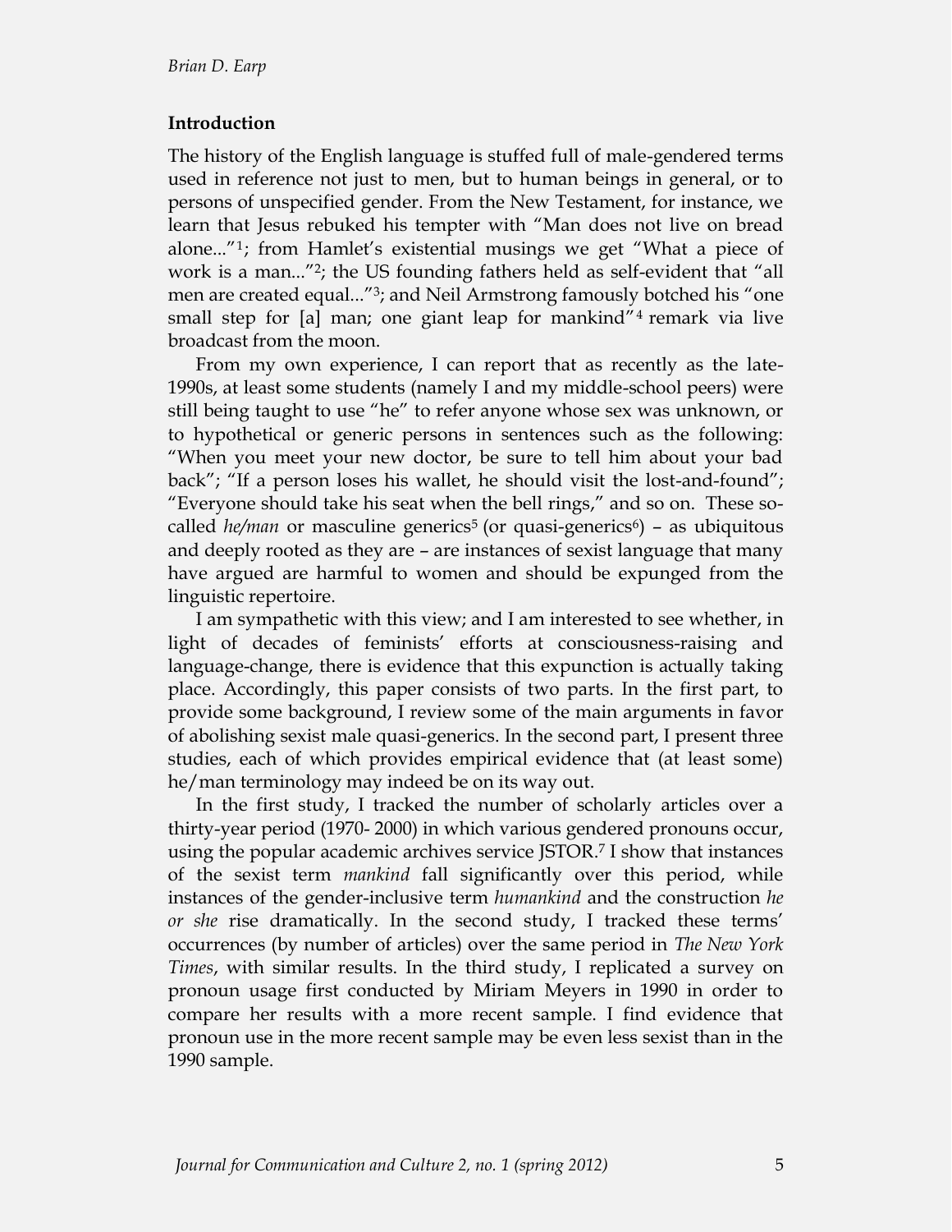## Introduction

The history of the English language is stuffed full of male-gendered terms used in reference not just to men, but to human beings in general, or to persons of unspecified gender. From the New Testament, for instance, we learn that Jesus rebuked his tempter with "Man does not live on bread alone..."[1]; from Hamlet's existential musings we get "What a piece of work is a man..."[2]; the US founding fathers held as self-evident that "all men are created equal..."[3]; and Neil Armstrong famously botched his "one small step for [a] man; one giant leap for mankind"[4] remark via live broadcast from the moon.

From my own experience, I can report that as recently as the late-1990s, at least some students (namely I and my middle-school peers) were still being taught to use "he" to refer anyone whose sex was unknown, or to hypothetical or generic persons in sentences such as the following: "When you meet your new doctor, be sure to tell him about your bad back"; "If a person loses his wallet, he should visit the lost-and-found"; "Everyone should take his seat when the bell rings," and so on. These so-called *he/man* or masculine generics[5] (or quasi-generics[6]) – as ubiquitous and deeply rooted as they are – are instances of sexist language that many have argued are harmful to women and should be expunged from the linguistic repertoire.

I am sympathetic with this view; and I am interested to see whether, in light of decades of feminists' efforts at consciousness-raising and language-change, there is evidence that this expunction is actually taking place. Accordingly, this paper consists of two parts. In the first part, to provide some background, I review some of the main arguments in favor of abolishing sexist male quasi-generics. In the second part, I present three studies, each of which provides empirical evidence that (at least some) he/man terminology may indeed be on its way out.

In the first study, I tracked the number of scholarly articles over a thirty-year period (1970- 2000) in which various gendered pronouns occur, using the popular academic archives service JSTOR.[7] I show that instances of the sexist term *mankind* fall significantly over this period, while instances of the gender-inclusive term *humankind* and the construction *he or she* rise dramatically. In the second study, I tracked these terms' occurrences (by number of articles) over the same period in *The New York Times*, with similar results. In the third study, I replicated a survey on pronoun usage first conducted by Miriam Meyers in 1990 in order to compare her results with a more recent sample. I find evidence that pronoun use in the more recent sample may be even less sexist than in the 1990 sample.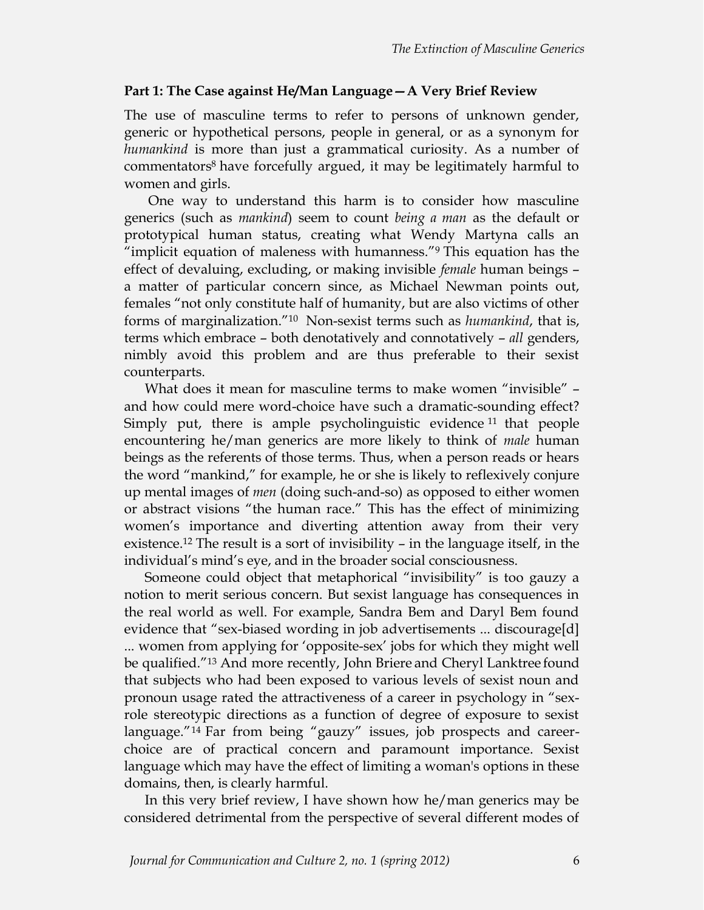## Part 1: The Case against He/Man Language—A Very Brief Review

The use of masculine terms to refer to persons of unknown gender, generic or hypothetical persons, people in general, or as a synonym for *humankind* is more than just a grammatical curiosity. As a number of commentators[8] have forcefully argued, it may be legitimately harmful to women and girls.

One way to understand this harm is to consider how masculine generics (such as *mankind*) seem to count *being a man* as the default or prototypical human status, creating what Wendy Martyna calls an "implicit equation of maleness with humanness."[9] This equation has the effect of devaluing, excluding, or making invisible *female* human beings – a matter of particular concern since, as Michael Newman points out, females "not only constitute half of humanity, but are also victims of other forms of marginalization."[10] Non-sexist terms such as *humankind*, that is, terms which embrace – both denotatively and connotatively – *all* genders, nimbly avoid this problem and are thus preferable to their sexist counterparts.

What does it mean for masculine terms to make women "invisible" – and how could mere word-choice have such a dramatic-sounding effect? Simply put, there is ample psycholinguistic evidence[11] that people encountering he/man generics are more likely to think of *male* human beings as the referents of those terms. Thus, when a person reads or hears the word "mankind," for example, he or she is likely to reflexively conjure up mental images of *men* (doing such-and-so) as opposed to either women or abstract visions "the human race." This has the effect of minimizing women's importance and diverting attention away from their very existence.[12] The result is a sort of invisibility – in the language itself, in the individual's mind's eye, and in the broader social consciousness.

Someone could object that metaphorical "invisibility" is too gauzy a notion to merit serious concern. But sexist language has consequences in the real world as well. For example, Sandra Bem and Daryl Bem found evidence that "sex-biased wording in job advertisements ... discourage[d] ... women from applying for 'opposite-sex' jobs for which they might well be qualified."[13] And more recently, John Briere and Cheryl Lanktree found that subjects who had been exposed to various levels of sexist noun and pronoun usage rated the attractiveness of a career in psychology in "sex-role stereotypic directions as a function of degree of exposure to sexist language."[14] Far from being "gauzy" issues, job prospects and career-choice are of practical concern and paramount importance. Sexist language which may have the effect of limiting a woman's options in these domains, then, is clearly harmful.

In this very brief review, I have shown how he/man generics may be considered detrimental from the perspective of several different modes of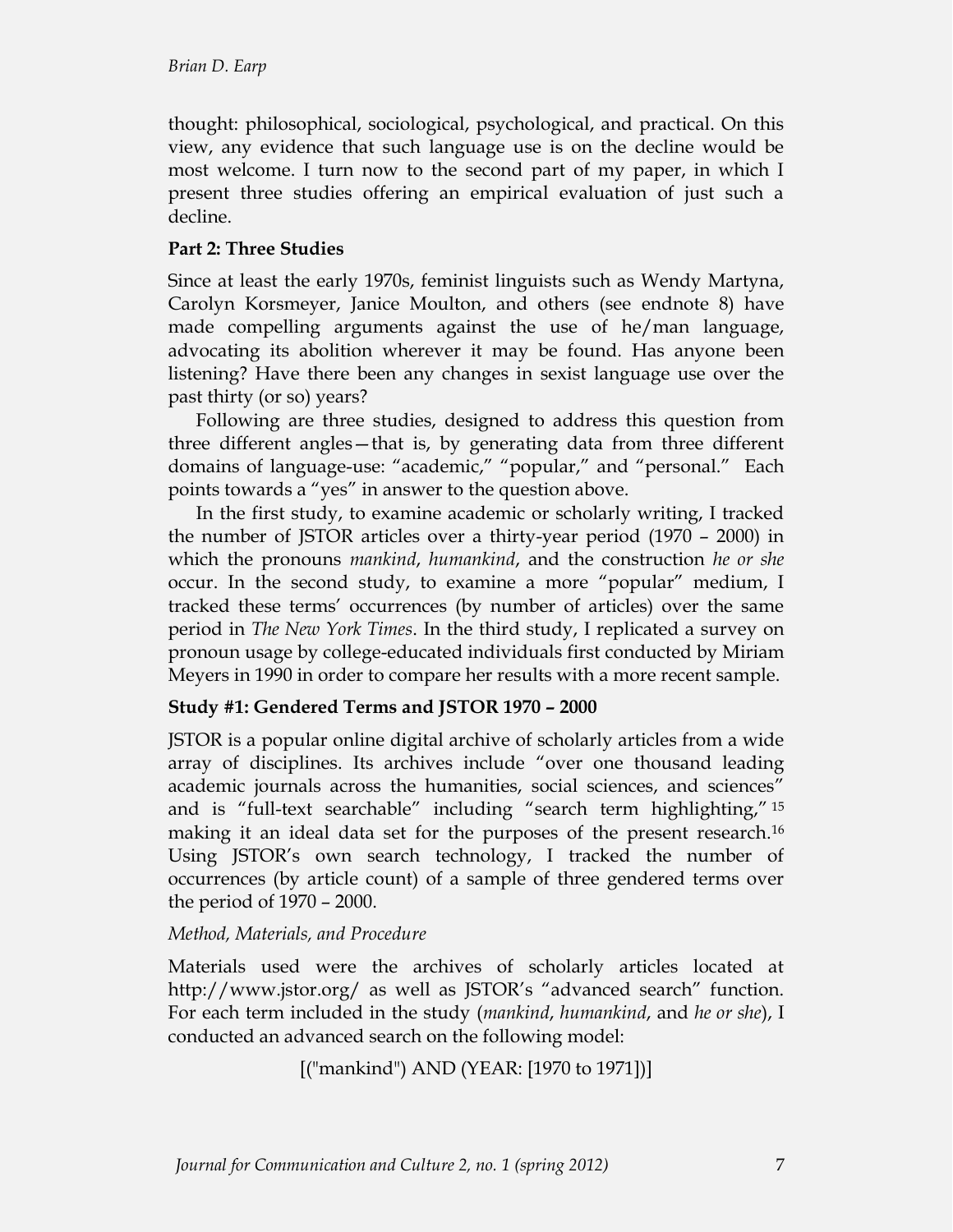thought: philosophical, sociological, psychological, and practical. On this view, any evidence that such language use is on the decline would be most welcome. I turn now to the second part of my paper, in which I present three studies offering an empirical evaluation of just such a decline.

## Part 2: Three Studies

Since at least the early 1970s, feminist linguists such as Wendy Martyna, Carolyn Korsmeyer, Janice Moulton, and others (see endnote 8) have made compelling arguments against the use of he/man language, advocating its abolition wherever it may be found. Has anyone been listening? Have there been any changes in sexist language use over the past thirty (or so) years?

Following are three studies, designed to address this question from three different angles—that is, by generating data from three different domains of language-use: "academic," "popular," and "personal." Each points towards a "yes" in answer to the question above.

In the first study, to examine academic or scholarly writing, I tracked the number of JSTOR articles over a thirty-year period (1970 – 2000) in which the pronouns *mankind*, *humankind*, and the construction *he or she* occur. In the second study, to examine a more "popular" medium, I tracked these terms' occurrences (by number of articles) over the same period in *The New York Times*. In the third study, I replicated a survey on pronoun usage by college-educated individuals first conducted by Miriam Meyers in 1990 in order to compare her results with a more recent sample.

### Study #1: Gendered Terms and JSTOR 1970 – 2000

JSTOR is a popular online digital archive of scholarly articles from a wide array of disciplines. Its archives include "over one thousand leading academic journals across the humanities, social sciences, and sciences" and is "full-text searchable" including "search term highlighting,"[15] making it an ideal data set for the purposes of the present research.[16] Using JSTOR's own search technology, I tracked the number of occurrences (by article count) of a sample of three gendered terms over the period of 1970 – 2000.

#### *Method, Materials, and Procedure*

Materials used were the archives of scholarly articles located at http://www.jstor.org/ as well as JSTOR's "advanced search" function. For each term included in the study (*mankind*, *humankind*, and *he or she*), I conducted an advanced search on the following model:

[("mankind") AND (YEAR: [1970 to 1971])]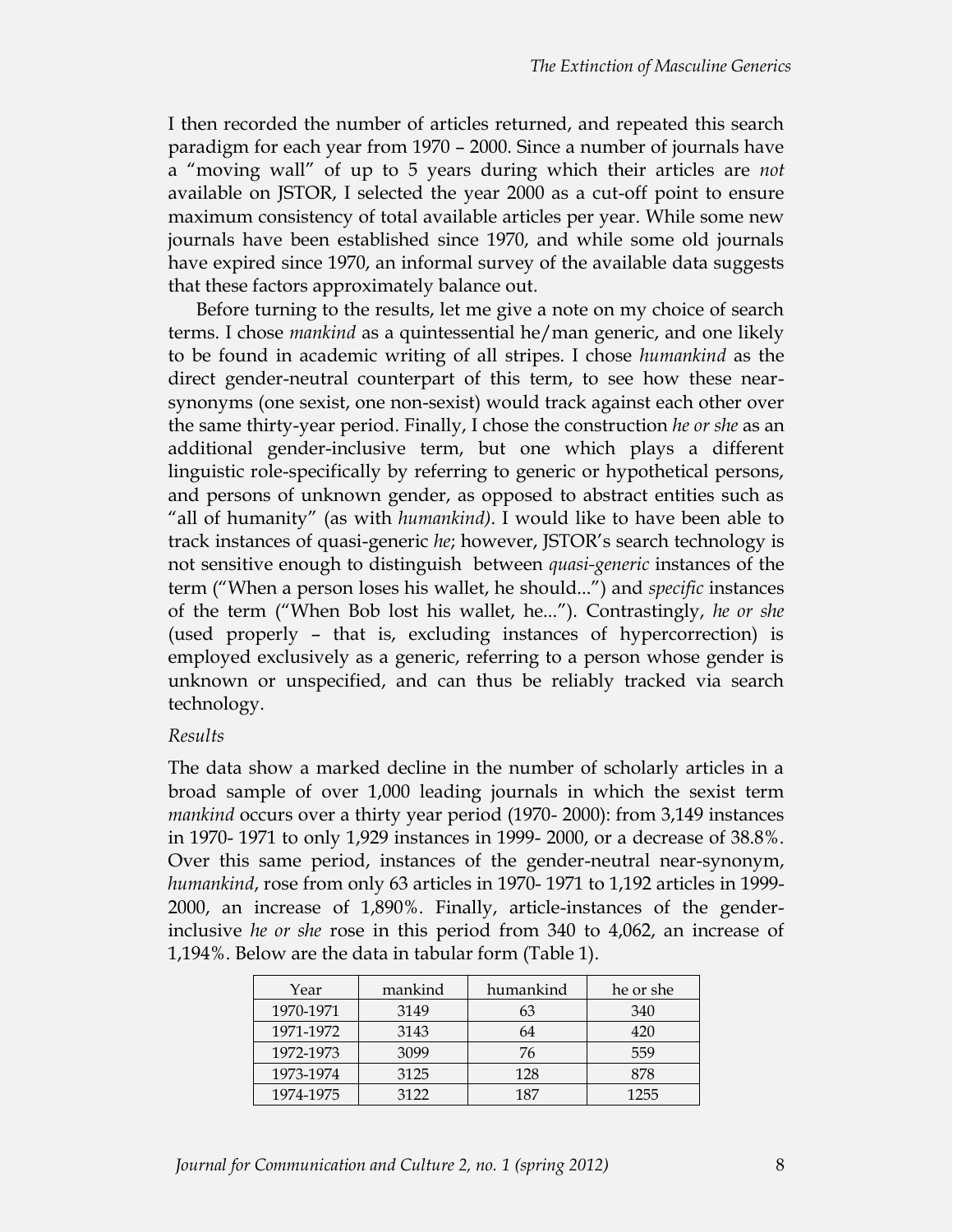I then recorded the number of articles returned, and repeated this search paradigm for each year from 1970 – 2000. Since a number of journals have a "moving wall" of up to 5 years during which their articles are *not* available on JSTOR, I selected the year 2000 as a cut-off point to ensure maximum consistency of total available articles per year. While some new journals have been established since 1970, and while some old journals have expired since 1970, an informal survey of the available data suggests that these factors approximately balance out.

Before turning to the results, let me give a note on my choice of search terms. I chose *mankind* as a quintessential he/man generic, and one likely to be found in academic writing of all stripes. I chose *humankind* as the direct gender-neutral counterpart of this term, to see how these near-synonyms (one sexist, one non-sexist) would track against each other over the same thirty-year period. Finally, I chose the construction *he or she* as an additional gender-inclusive term, but one which plays a different linguistic role-specifically by referring to generic or hypothetical persons, and persons of unknown gender, as opposed to abstract entities such as "all of humanity" (as with *humankind)*. I would like to have been able to track instances of quasi-generic *he*; however, JSTOR's search technology is not sensitive enough to distinguish between *quasi-generic* instances of the term ("When a person loses his wallet, he should...") and *specific* instances of the term ("When Bob lost his wallet, he..."). Contrastingly, *he or she* (used properly – that is, excluding instances of hypercorrection) is employed exclusively as a generic, referring to a person whose gender is unknown or unspecified, and can thus be reliably tracked via search technology.

*Results*

The data show a marked decline in the number of scholarly articles in a broad sample of over 1,000 leading journals in which the sexist term *mankind* occurs over a thirty year period (1970- 2000): from 3,149 instances in 1970- 1971 to only 1,929 instances in 1999- 2000, or a decrease of 38.8%. Over this same period, instances of the gender-neutral near-synonym, *humankind*, rose from only 63 articles in 1970- 1971 to 1,192 articles in 1999-2000, an increase of 1,890%. Finally, article-instances of the gender-inclusive *he or she* rose in this period from 340 to 4,062, an increase of 1,194%. Below are the data in tabular form (Table 1).

| Year | mankind | humankind | he or she |
|---|---|---|---|
| 1970-1971 | 3149 | 63 | 340 |
| 1971-1972 | 3143 | 64 | 420 |
| 1972-1973 | 3099 | 76 | 559 |
| 1973-1974 | 3125 | 128 | 878 |
| 1974-1975 | 3122 | 187 | 1255 |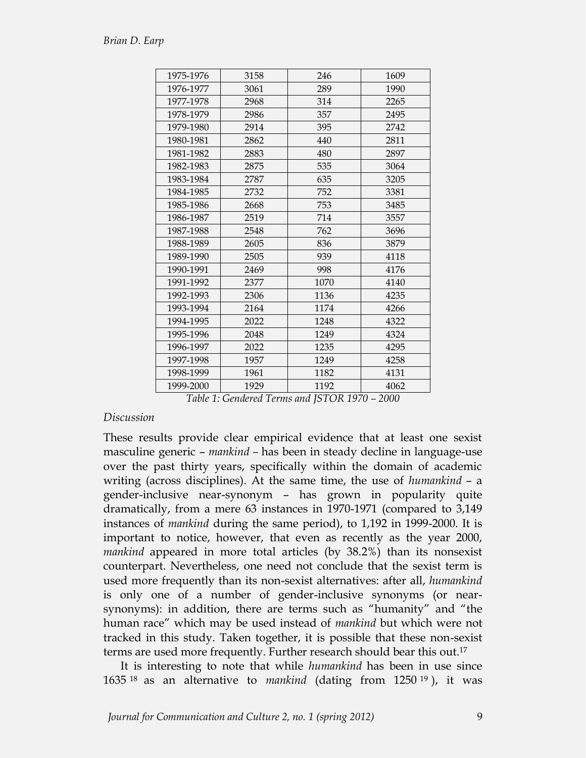| 1975-1976 | 3158 | 246 | 1609 |
|---|---|---|---|
| 1976-1977 | 3061 | 289 | 1990 |
| 1977-1978 | 2968 | 314 | 2265 |
| 1978-1979 | 2986 | 357 | 2495 |
| 1979-1980 | 2914 | 395 | 2742 |
| 1980-1981 | 2862 | 440 | 2811 |
| 1981-1982 | 2883 | 480 | 2897 |
| 1982-1983 | 2875 | 535 | 3064 |
| 1983-1984 | 2787 | 635 | 3205 |
| 1984-1985 | 2732 | 752 | 3381 |
| 1985-1986 | 2668 | 753 | 3485 |
| 1986-1987 | 2519 | 714 | 3557 |
| 1987-1988 | 2548 | 762 | 3696 |
| 1988-1989 | 2605 | 836 | 3879 |
| 1989-1990 | 2505 | 939 | 4118 |
| 1990-1991 | 2469 | 998 | 4176 |
| 1991-1992 | 2377 | 1070 | 4140 |
| 1992-1993 | 2306 | 1136 | 4235 |
| 1993-1994 | 2164 | 1174 | 4266 |
| 1994-1995 | 2022 | 1248 | 4322 |
| 1995-1996 | 2048 | 1249 | 4324 |
| 1996-1997 | 2022 | 1235 | 4295 |
| 1997-1998 | 1957 | 1249 | 4258 |
| 1998-1999 | 1961 | 1182 | 4131 |
| 1999-2000 | 1929 | 1192 | 4062 |

*Table 1: Gendered Terms and JSTOR 1970 – 2000*

*Discussion*

These results provide clear empirical evidence that at least one sexist masculine generic – *mankind* – has been in steady decline in language-use over the past thirty years, specifically within the domain of academic writing (across disciplines). At the same time, the use of *humankind* – a gender-inclusive near-synonym – has grown in popularity quite dramatically, from a mere 63 instances in 1970-1971 (compared to 3,149 instances of *mankind* during the same period), to 1,192 in 1999-2000. It is important to notice, however, that even as recently as the year 2000, *mankind* appeared in more total articles (by 38.2%) than its nonsexist counterpart. Nevertheless, one need not conclude that the sexist term is used more frequently than its non-sexist alternatives: after all, *humankind* is only one of a number of gender-inclusive synonyms (or near-synonyms): in addition, there are terms such as "humanity" and "the human race" which may be used instead of *mankind* but which were not tracked in this study. Taken together, it is possible that these non-sexist terms are used more frequently. Further research should bear this out.[17]

It is interesting to note that while *humankind* has been in use since 1635 [18] as an alternative to *mankind* (dating from 1250 [19]), it was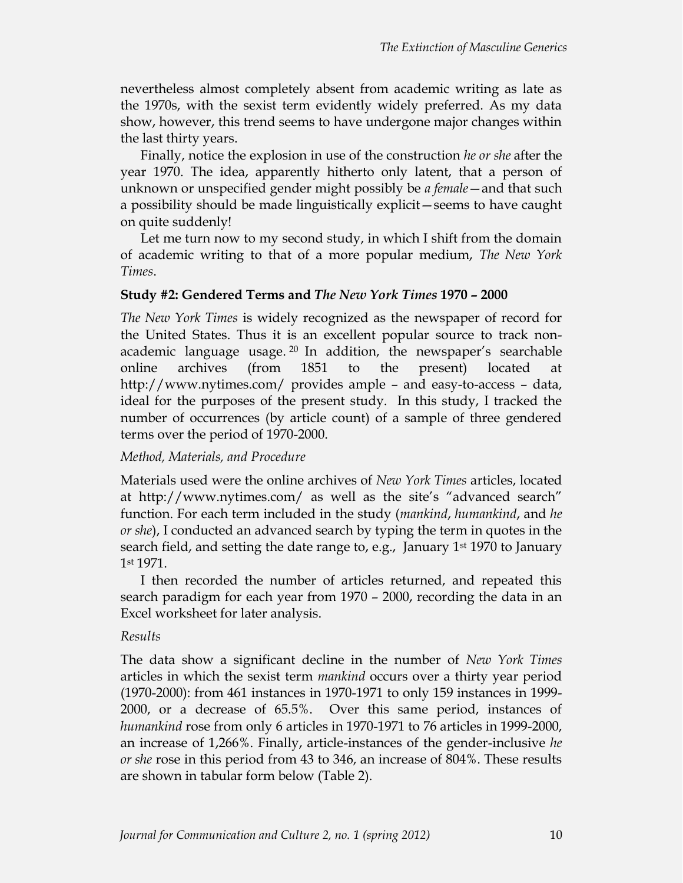nevertheless almost completely absent from academic writing as late as the 1970s, with the sexist term evidently widely preferred. As my data show, however, this trend seems to have undergone major changes within the last thirty years.

Finally, notice the explosion in use of the construction *he or she* after the year 1970. The idea, apparently hitherto only latent, that a person of unknown or unspecified gender might possibly be *a female*—and that such a possibility should be made linguistically explicit—seems to have caught on quite suddenly!

Let me turn now to my second study, in which I shift from the domain of academic writing to that of a more popular medium, *The New York Times*.

### Study #2: Gendered Terms and *The New York Times* 1970 – 2000

*The New York Times* is widely recognized as the newspaper of record for the United States. Thus it is an excellent popular source to track non-academic language usage.[20] In addition, the newspaper's searchable online archives (from 1851 to the present) located at http://www.nytimes.com/ provides ample – and easy-to-access – data, ideal for the purposes of the present study. In this study, I tracked the number of occurrences (by article count) of a sample of three gendered terms over the period of 1970-2000.

#### *Method, Materials, and Procedure*

Materials used were the online archives of *New York Times* articles, located at http://www.nytimes.com/ as well as the site's "advanced search" function. For each term included in the study (*mankind*, *humankind*, and *he or she*), I conducted an advanced search by typing the term in quotes in the search field, and setting the date range to, e.g., January 1st 1970 to January 1st 1971.

I then recorded the number of articles returned, and repeated this search paradigm for each year from 1970 – 2000, recording the data in an Excel worksheet for later analysis.

#### *Results*

The data show a significant decline in the number of *New York Times* articles in which the sexist term *mankind* occurs over a thirty year period (1970-2000): from 461 instances in 1970-1971 to only 159 instances in 1999-2000, or a decrease of 65.5%. Over this same period, instances of *humankind* rose from only 6 articles in 1970-1971 to 76 articles in 1999-2000, an increase of 1,266%. Finally, article-instances of the gender-inclusive *he or she* rose in this period from 43 to 346, an increase of 804%. These results are shown in tabular form below (Table 2).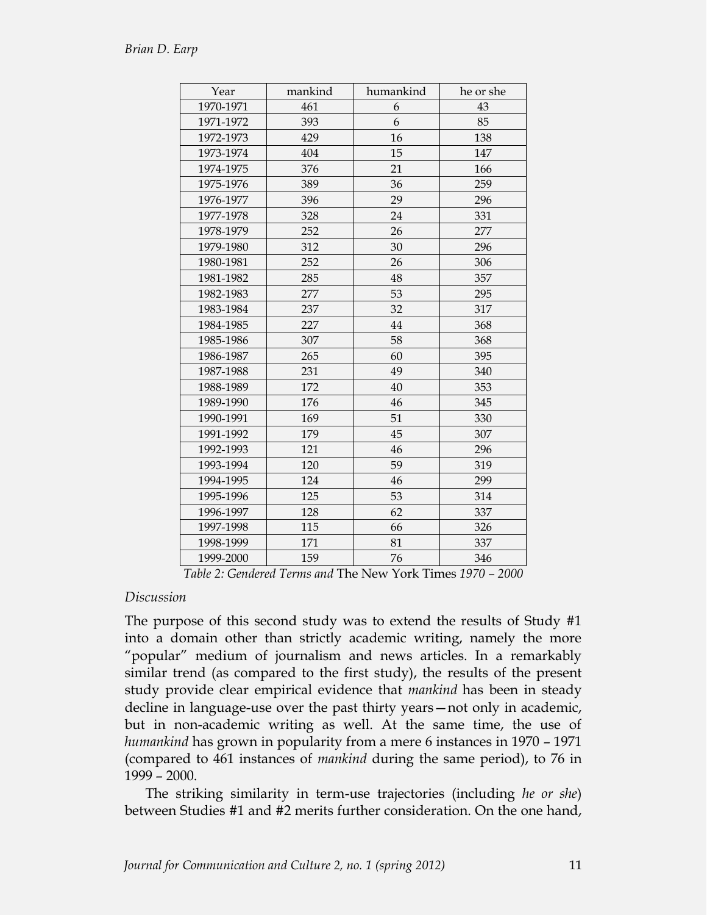| Year | mankind | humankind | he or she |
|---|---|---|---|
| 1970-1971 | 461 | 6 | 43 |
| 1971-1972 | 393 | 6 | 85 |
| 1972-1973 | 429 | 16 | 138 |
| 1973-1974 | 404 | 15 | 147 |
| 1974-1975 | 376 | 21 | 166 |
| 1975-1976 | 389 | 36 | 259 |
| 1976-1977 | 396 | 29 | 296 |
| 1977-1978 | 328 | 24 | 331 |
| 1978-1979 | 252 | 26 | 277 |
| 1979-1980 | 312 | 30 | 296 |
| 1980-1981 | 252 | 26 | 306 |
| 1981-1982 | 285 | 48 | 357 |
| 1982-1983 | 277 | 53 | 295 |
| 1983-1984 | 237 | 32 | 317 |
| 1984-1985 | 227 | 44 | 368 |
| 1985-1986 | 307 | 58 | 368 |
| 1986-1987 | 265 | 60 | 395 |
| 1987-1988 | 231 | 49 | 340 |
| 1988-1989 | 172 | 40 | 353 |
| 1989-1990 | 176 | 46 | 345 |
| 1990-1991 | 169 | 51 | 330 |
| 1991-1992 | 179 | 45 | 307 |
| 1992-1993 | 121 | 46 | 296 |
| 1993-1994 | 120 | 59 | 319 |
| 1994-1995 | 124 | 46 | 299 |
| 1995-1996 | 125 | 53 | 314 |
| 1996-1997 | 128 | 62 | 337 |
| 1997-1998 | 115 | 66 | 326 |
| 1998-1999 | 171 | 81 | 337 |
| 1999-2000 | 159 | 76 | 346 |

*Table 2: Gendered Terms and* The New York Times *1970 – 2000*

*Discussion*

The purpose of this second study was to extend the results of Study #1 into a domain other than strictly academic writing, namely the more "popular" medium of journalism and news articles. In a remarkably similar trend (as compared to the first study), the results of the present study provide clear empirical evidence that *mankind* has been in steady decline in language-use over the past thirty years—not only in academic, but in non-academic writing as well. At the same time, the use of *humankind* has grown in popularity from a mere 6 instances in 1970 – 1971 (compared to 461 instances of *mankind* during the same period), to 76 in 1999 – 2000.

The striking similarity in term-use trajectories (including *he or she*) between Studies #1 and #2 merits further consideration. On the one hand,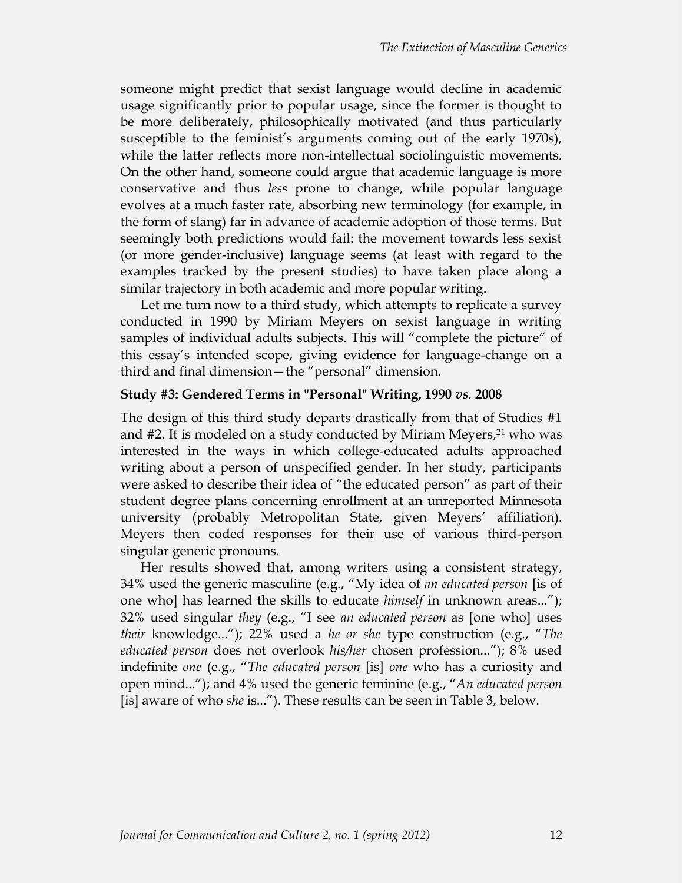someone might predict that sexist language would decline in academic usage significantly prior to popular usage, since the former is thought to be more deliberately, philosophically motivated (and thus particularly susceptible to the feminist's arguments coming out of the early 1970s), while the latter reflects more non-intellectual sociolinguistic movements. On the other hand, someone could argue that academic language is more conservative and thus *less* prone to change, while popular language evolves at a much faster rate, absorbing new terminology (for example, in the form of slang) far in advance of academic adoption of those terms. But seemingly both predictions would fail: the movement towards less sexist (or more gender-inclusive) language seems (at least with regard to the examples tracked by the present studies) to have taken place along a similar trajectory in both academic and more popular writing.

Let me turn now to a third study, which attempts to replicate a survey conducted in 1990 by Miriam Meyers on sexist language in writing samples of individual adults subjects. This will "complete the picture" of this essay's intended scope, giving evidence for language-change on a third and final dimension—the "personal" dimension.

### Study #3: Gendered Terms in "Personal" Writing, 1990 *vs.* 2008

The design of this third study departs drastically from that of Studies #1 and #2. It is modeled on a study conducted by Miriam Meyers,[21] who was interested in the ways in which college-educated adults approached writing about a person of unspecified gender. In her study, participants were asked to describe their idea of "the educated person" as part of their student degree plans concerning enrollment at an unreported Minnesota university (probably Metropolitan State, given Meyers' affiliation). Meyers then coded responses for their use of various third-person singular generic pronouns.

Her results showed that, among writers using a consistent strategy, 34% used the generic masculine (e.g., "My idea of *an educated person* [is of one who] has learned the skills to educate *himself* in unknown areas..."); 32% used singular *they* (e.g., "I see *an educated person* as [one who] uses *their* knowledge..."); 22% used a *he or she* type construction (e.g., "*The educated person* does not overlook *his/her* chosen profession..."); 8% used indefinite *one* (e.g., "*The educated person* [is] *one* who has a curiosity and open mind..."); and 4% used the generic feminine (e.g., "*An educated person* [is] aware of who *she* is..."). These results can be seen in Table 3, below.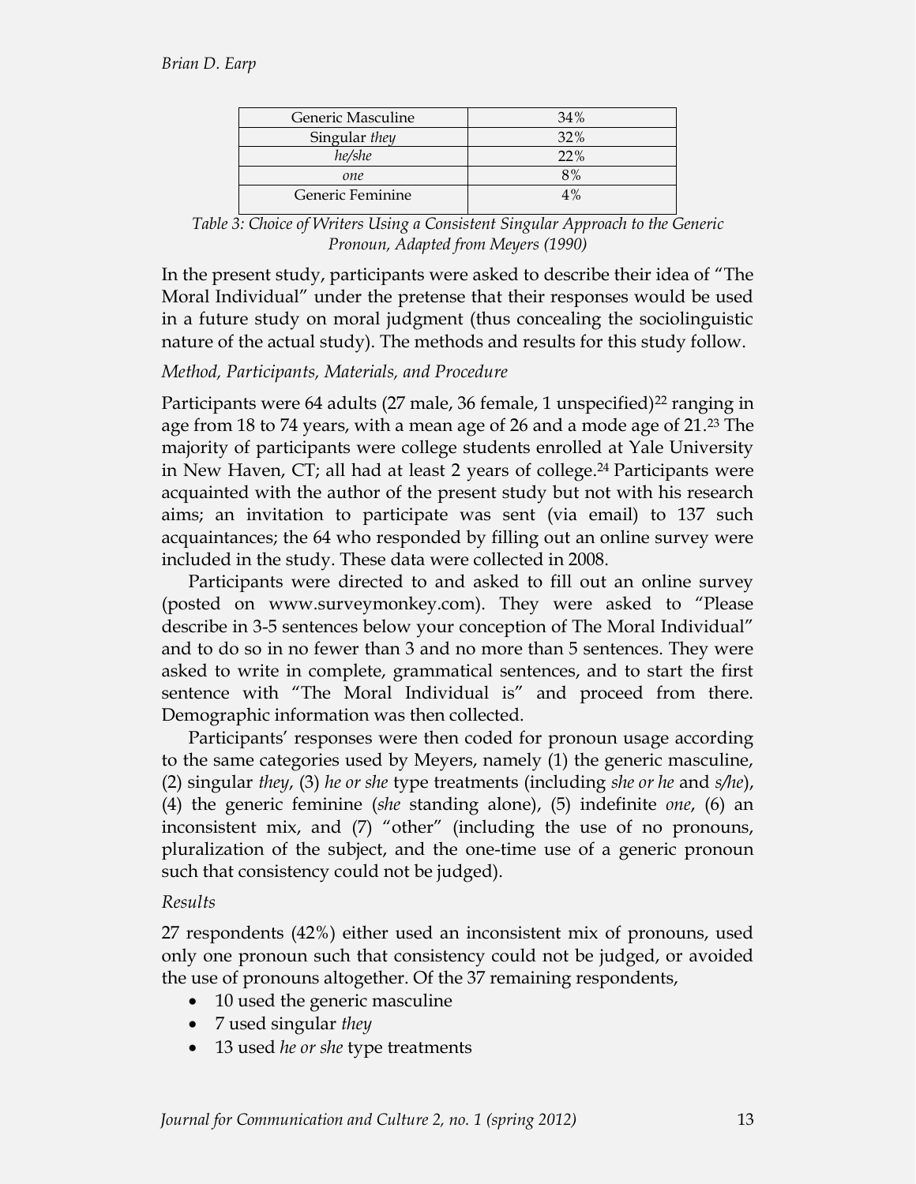| Generic Masculine | 34% |
| --- | --- |
| Singular *they* | 32% |
| *he/she* | 22% |
| *one* | 8% |
| Generic Feminine | 4% |

*Table 3: Choice of Writers Using a Consistent Singular Approach to the Generic Pronoun, Adapted from Meyers (1990)*

In the present study, participants were asked to describe their idea of "The Moral Individual" under the pretense that their responses would be used in a future study on moral judgment (thus concealing the sociolinguistic nature of the actual study). The methods and results for this study follow.

*Method, Participants, Materials, and Procedure*

Participants were 64 adults (27 male, 36 female, 1 unspecified)[22] ranging in age from 18 to 74 years, with a mean age of 26 and a mode age of 21.[23] The majority of participants were college students enrolled at Yale University in New Haven, CT; all had at least 2 years of college.[24] Participants were acquainted with the author of the present study but not with his research aims; an invitation to participate was sent (via email) to 137 such acquaintances; the 64 who responded by filling out an online survey were included in the study. These data were collected in 2008.

Participants were directed to and asked to fill out an online survey (posted on www.surveymonkey.com). They were asked to "Please describe in 3-5 sentences below your conception of The Moral Individual" and to do so in no fewer than 3 and no more than 5 sentences. They were asked to write in complete, grammatical sentences, and to start the first sentence with "The Moral Individual is" and proceed from there. Demographic information was then collected.

Participants' responses were then coded for pronoun usage according to the same categories used by Meyers, namely (1) the generic masculine, (2) singular *they*, (3) *he or she* type treatments (including *she or he* and *s/he*), (4) the generic feminine (*she* standing alone), (5) indefinite *one*, (6) an inconsistent mix, and (7) "other" (including the use of no pronouns, pluralization of the subject, and the one-time use of a generic pronoun such that consistency could not be judged).

*Results*

27 respondents (42%) either used an inconsistent mix of pronouns, used only one pronoun such that consistency could not be judged, or avoided the use of pronouns altogether. Of the 37 remaining respondents,

- 10 used the generic masculine
- 7 used singular *they*
- 13 used *he or she* type treatments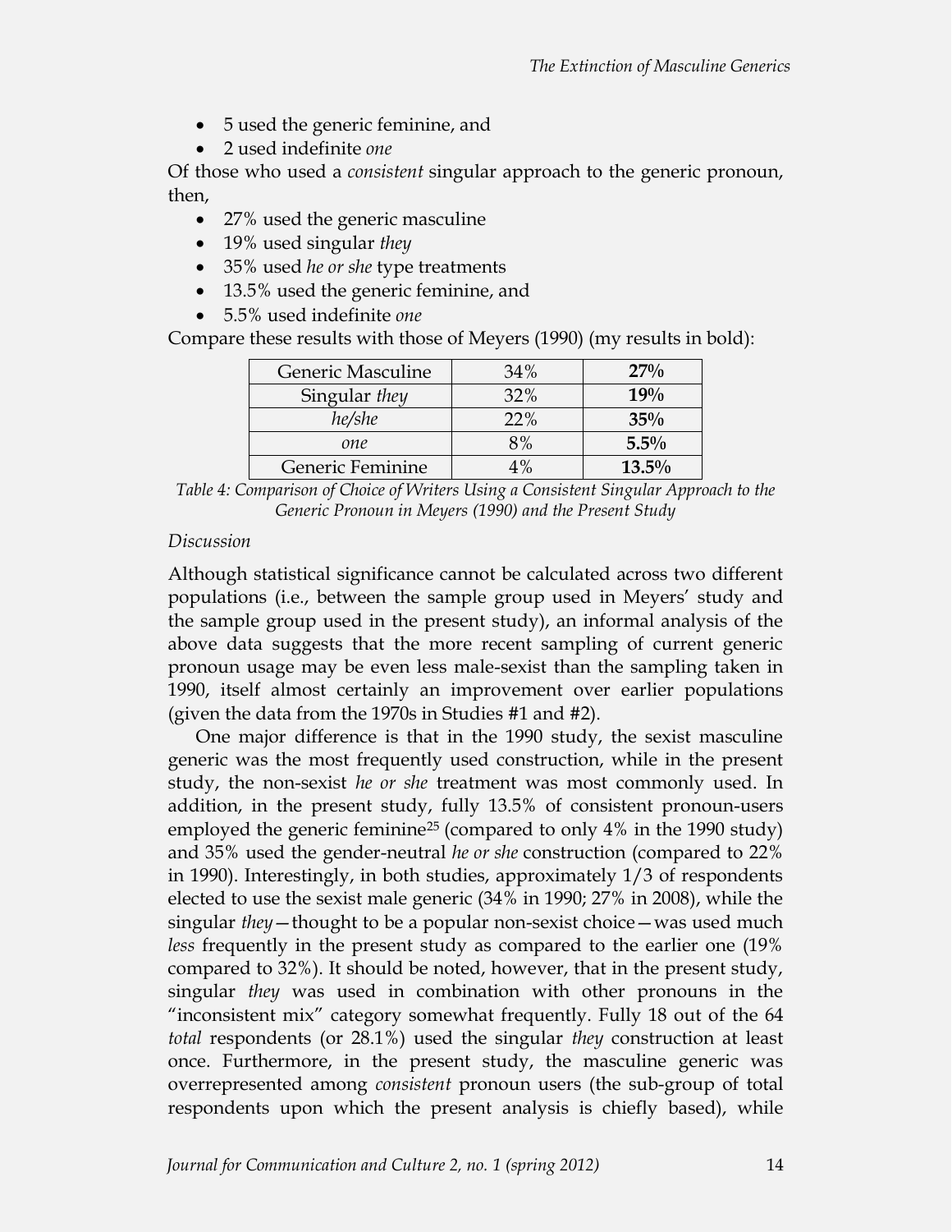- 5 used the generic feminine, and
- 2 used indefinite *one*

Of those who used a *consistent* singular approach to the generic pronoun, then,

- 27% used the generic masculine
- 19% used singular *they*
- 35% used *he or she* type treatments
- 13.5% used the generic feminine, and
- 5.5% used indefinite *one*

Compare these results with those of Meyers (1990) (my results in bold):

| | | |
|---|---|---|
| Generic Masculine | 34% | **27%** |
| Singular *they* | 32% | **19%** |
| *he/she* | 22% | **35%** |
| *one* | 8% | **5.5%** |
| Generic Feminine | 4% | **13.5%** |

*Table 4: Comparison of Choice of Writers Using a Consistent Singular Approach to the Generic Pronoun in Meyers (1990) and the Present Study*

*Discussion*

Although statistical significance cannot be calculated across two different populations (i.e., between the sample group used in Meyers' study and the sample group used in the present study), an informal analysis of the above data suggests that the more recent sampling of current generic pronoun usage may be even less male-sexist than the sampling taken in 1990, itself almost certainly an improvement over earlier populations (given the data from the 1970s in Studies #1 and #2).

One major difference is that in the 1990 study, the sexist masculine generic was the most frequently used construction, while in the present study, the non-sexist *he or she* treatment was most commonly used. In addition, in the present study, fully 13.5% of consistent pronoun-users employed the generic feminine[25] (compared to only 4% in the 1990 study) and 35% used the gender-neutral *he or she* construction (compared to 22% in 1990). Interestingly, in both studies, approximately 1/3 of respondents elected to use the sexist male generic (34% in 1990; 27% in 2008), while the singular *they*—thought to be a popular non-sexist choice—was used much *less* frequently in the present study as compared to the earlier one (19% compared to 32%). It should be noted, however, that in the present study, singular *they* was used in combination with other pronouns in the "inconsistent mix" category somewhat frequently. Fully 18 out of the 64 *total* respondents (or 28.1%) used the singular *they* construction at least once. Furthermore, in the present study, the masculine generic was overrepresented among *consistent* pronoun users (the sub-group of total respondents upon which the present analysis is chiefly based), while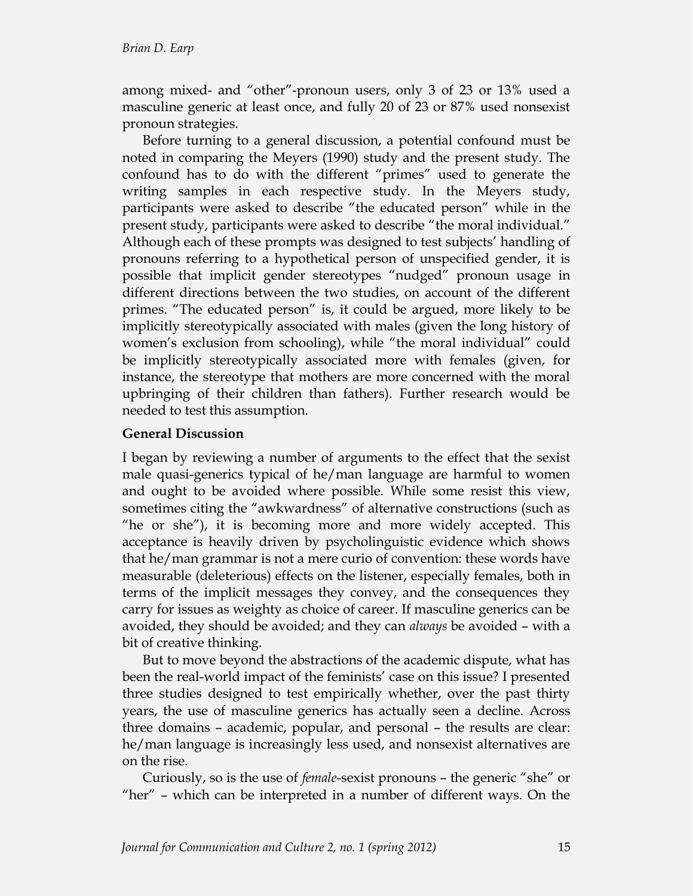among mixed- and "other"-pronoun users, only 3 of 23 or 13% used a masculine generic at least once, and fully 20 of 23 or 87% used nonsexist pronoun strategies.

Before turning to a general discussion, a potential confound must be noted in comparing the Meyers (1990) study and the present study. The confound has to do with the different "primes" used to generate the writing samples in each respective study. In the Meyers study, participants were asked to describe "the educated person" while in the present study, participants were asked to describe "the moral individual." Although each of these prompts was designed to test subjects' handling of pronouns referring to a hypothetical person of unspecified gender, it is possible that implicit gender stereotypes "nudged" pronoun usage in different directions between the two studies, on account of the different primes. "The educated person" is, it could be argued, more likely to be implicitly stereotypically associated with males (given the long history of women's exclusion from schooling), while "the moral individual" could be implicitly stereotypically associated more with females (given, for instance, the stereotype that mothers are more concerned with the moral upbringing of their children than fathers). Further research would be needed to test this assumption.

**General Discussion**

I began by reviewing a number of arguments to the effect that the sexist male quasi-generics typical of he/man language are harmful to women and ought to be avoided where possible. While some resist this view, sometimes citing the "awkwardness" of alternative constructions (such as "he or she"), it is becoming more and more widely accepted. This acceptance is heavily driven by psycholinguistic evidence which shows that he/man grammar is not a mere curio of convention: these words have measurable (deleterious) effects on the listener, especially females, both in terms of the implicit messages they convey, and the consequences they carry for issues as weighty as choice of career. If masculine generics can be avoided, they should be avoided; and they can *always* be avoided – with a bit of creative thinking.

But to move beyond the abstractions of the academic dispute, what has been the real-world impact of the feminists' case on this issue? I presented three studies designed to test empirically whether, over the past thirty years, the use of masculine generics has actually seen a decline. Across three domains – academic, popular, and personal – the results are clear: he/man language is increasingly less used, and nonsexist alternatives are on the rise.

Curiously, so is the use of *female*-sexist pronouns – the generic "she" or "her" – which can be interpreted in a number of different ways. On the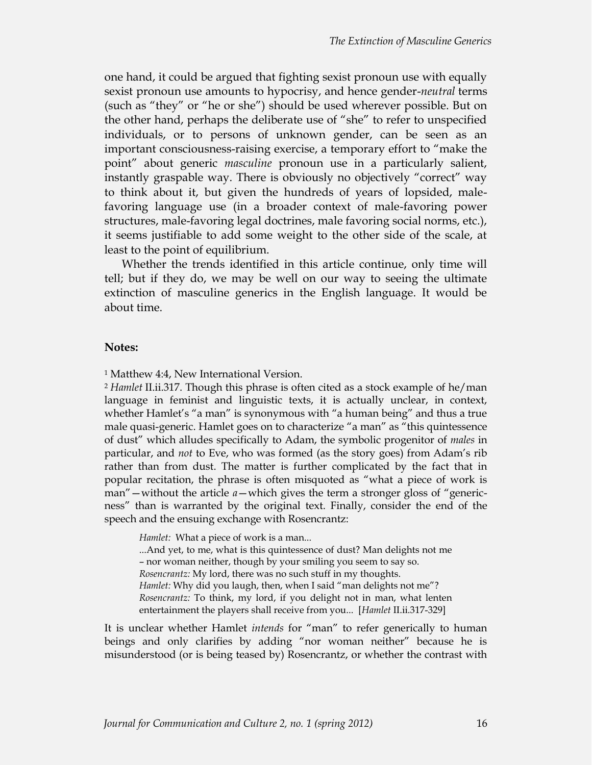one hand, it could be argued that fighting sexist pronoun use with equally sexist pronoun use amounts to hypocrisy, and hence gender-*neutral* terms (such as "they" or "he or she") should be used wherever possible. But on the other hand, perhaps the deliberate use of "she" to refer to unspecified individuals, or to persons of unknown gender, can be seen as an important consciousness-raising exercise, a temporary effort to "make the point" about generic *masculine* pronoun use in a particularly salient, instantly graspable way. There is obviously no objectively "correct" way to think about it, but given the hundreds of years of lopsided, male-favoring language use (in a broader context of male-favoring power structures, male-favoring legal doctrines, male favoring social norms, etc.), it seems justifiable to add some weight to the other side of the scale, at least to the point of equilibrium.

Whether the trends identified in this article continue, only time will tell; but if they do, we may be well on our way to seeing the ultimate extinction of masculine generics in the English language. It would be about time.

**Notes:**

[1] Matthew 4:4, New International Version.

[2] *Hamlet* II.ii.317. Though this phrase is often cited as a stock example of he/man language in feminist and linguistic texts, it is actually unclear, in context, whether Hamlet's "a man" is synonymous with "a human being" and thus a true male quasi-generic. Hamlet goes on to characterize "a man" as "this quintessence of dust" which alludes specifically to Adam, the symbolic progenitor of *males* in particular, and *not* to Eve, who was formed (as the story goes) from Adam's rib rather than from dust. The matter is further complicated by the fact that in popular recitation, the phrase is often misquoted as "what a piece of work is man"—without the article *a*—which gives the term a stronger gloss of "genericness" than is warranted by the original text. Finally, consider the end of the speech and the ensuing exchange with Rosencrantz:

> *Hamlet:* What a piece of work is a man...
> ...And yet, to me, what is this quintessence of dust? Man delights not me – nor woman neither, though by your smiling you seem to say so.
> *Rosencrantz:* My lord, there was no such stuff in my thoughts.
> *Hamlet:* Why did you laugh, then, when I said "man delights not me"?
> *Rosencrantz:* To think, my lord, if you delight not in man, what lenten entertainment the players shall receive from you... [*Hamlet* II.ii.317-329]

It is unclear whether Hamlet *intends* for "man" to refer generically to human beings and only clarifies by adding "nor woman neither" because he is misunderstood (or is being teased by) Rosencrantz, or whether the contrast with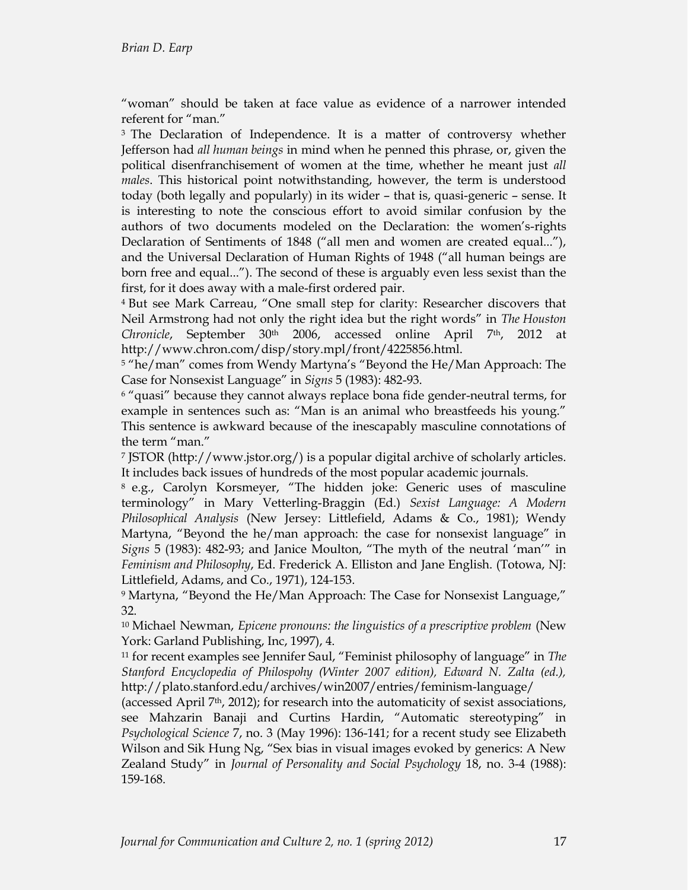"woman" should be taken at face value as evidence of a narrower intended referent for "man."

[3] The Declaration of Independence. It is a matter of controversy whether Jefferson had *all human beings* in mind when he penned this phrase, or, given the political disenfranchisement of women at the time, whether he meant just *all males*. This historical point notwithstanding, however, the term is understood today (both legally and popularly) in its wider – that is, quasi-generic – sense. It is interesting to note the conscious effort to avoid similar confusion by the authors of two documents modeled on the Declaration: the women's-rights Declaration of Sentiments of 1848 ("all men and women are created equal..."), and the Universal Declaration of Human Rights of 1948 ("all human beings are born free and equal..."). The second of these is arguably even less sexist than the first, for it does away with a male-first ordered pair.

[4] But see Mark Carreau, "One small step for clarity: Researcher discovers that Neil Armstrong had not only the right idea but the right words" in *The Houston Chronicle*, September 30th 2006, accessed online April 7th, 2012 at http://www.chron.com/disp/story.mpl/front/4225856.html.

[5] "he/man" comes from Wendy Martyna's "Beyond the He/Man Approach: The Case for Nonsexist Language" in *Signs* 5 (1983): 482-93.

[6] "quasi" because they cannot always replace bona fide gender-neutral terms, for example in sentences such as: "Man is an animal who breastfeeds his young." This sentence is awkward because of the inescapably masculine connotations of the term "man."

[7] JSTOR (http://www.jstor.org/) is a popular digital archive of scholarly articles. It includes back issues of hundreds of the most popular academic journals.

[8] e.g., Carolyn Korsmeyer, "The hidden joke: Generic uses of masculine terminology" in Mary Vetterling-Braggin (Ed.) *Sexist Language: A Modern Philosophical Analysis* (New Jersey: Littlefield, Adams & Co., 1981); Wendy Martyna, "Beyond the he/man approach: the case for nonsexist language" in *Signs* 5 (1983): 482-93; and Janice Moulton, "The myth of the neutral 'man'" in *Feminism and Philosophy*, Ed. Frederick A. Elliston and Jane English. (Totowa, NJ: Littlefield, Adams, and Co., 1971), 124-153.

[9] Martyna, "Beyond the He/Man Approach: The Case for Nonsexist Language," 32.

[10] Michael Newman, *Epicene pronouns: the linguistics of a prescriptive problem* (New York: Garland Publishing, Inc, 1997), 4.

[11] for recent examples see Jennifer Saul, "Feminist philosophy of language" in *The Stanford Encyclopedia of Philospohy (Winter 2007 edition), Edward N. Zalta (ed.),* http://plato.stanford.edu/archives/win2007/entries/feminism-language/ (accessed April 7th, 2012); for research into the automaticity of sexist associations, see Mahzarin Banaji and Curtins Hardin, "Automatic stereotyping" in *Psychological Science* 7, no. 3 (May 1996): 136-141; for a recent study see Elizabeth Wilson and Sik Hung Ng, "Sex bias in visual images evoked by generics: A New Zealand Study" in *Journal of Personality and Social Psychology* 18, no. 3-4 (1988): 159-168.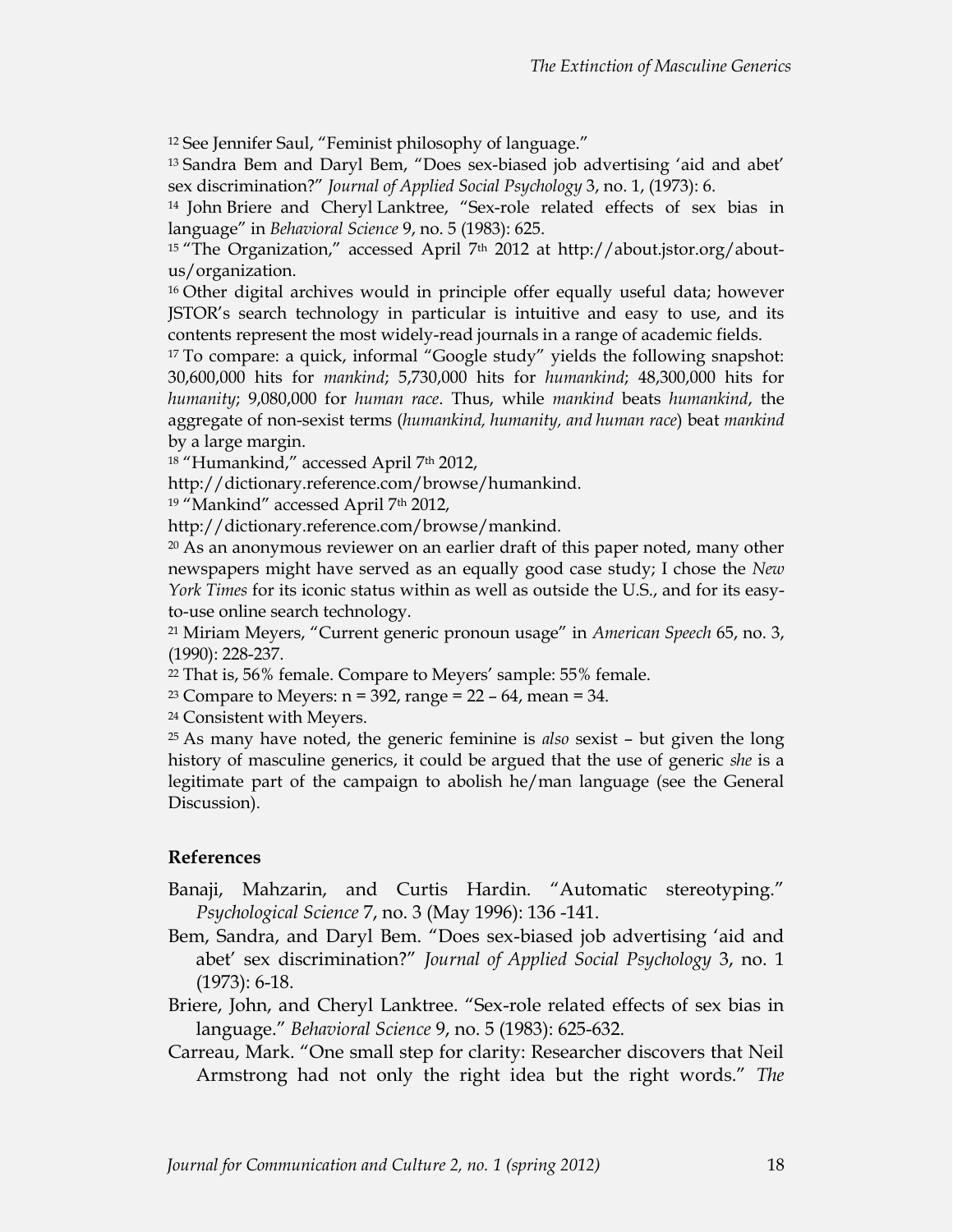[12] See Jennifer Saul, "Feminist philosophy of language."

[13] Sandra Bem and Daryl Bem, "Does sex-biased job advertising 'aid and abet' sex discrimination?" *Journal of Applied Social Psychology* 3, no. 1, (1973): 6.

[14] John Briere and Cheryl Lanktree, "Sex-role related effects of sex bias in language" in *Behavioral Science* 9, no. 5 (1983): 625.

[15] "The Organization," accessed April 7th 2012 at http://about.jstor.org/about-us/organization.

[16] Other digital archives would in principle offer equally useful data; however JSTOR's search technology in particular is intuitive and easy to use, and its contents represent the most widely-read journals in a range of academic fields.

[17] To compare: a quick, informal "Google study" yields the following snapshot: 30,600,000 hits for *mankind*; 5,730,000 hits for *humankind*; 48,300,000 hits for *humanity*; 9,080,000 for *human race*. Thus, while *mankind* beats *humankind*, the aggregate of non-sexist terms (*humankind, humanity, and human race*) beat *mankind* by a large margin.

[18] "Humankind," accessed April 7th 2012, http://dictionary.reference.com/browse/humankind.

[19] "Mankind" accessed April 7th 2012, http://dictionary.reference.com/browse/mankind.

[20] As an anonymous reviewer on an earlier draft of this paper noted, many other newspapers might have served as an equally good case study; I chose the *New York Times* for its iconic status within as well as outside the U.S., and for its easy-to-use online search technology.

[21] Miriam Meyers, "Current generic pronoun usage" in *American Speech* 65, no. 3, (1990): 228-237.

[22] That is, 56% female. Compare to Meyers' sample: 55% female.

[23] Compare to Meyers: n = 392, range = 22 – 64, mean = 34.

[24] Consistent with Meyers.

[25] As many have noted, the generic feminine is *also* sexist – but given the long history of masculine generics, it could be argued that the use of generic *she* is a legitimate part of the campaign to abolish he/man language (see the General Discussion).

## References

Banaji, Mahzarin, and Curtis Hardin. "Automatic stereotyping." *Psychological Science* 7, no. 3 (May 1996): 136 -141.

Bem, Sandra, and Daryl Bem. "Does sex-biased job advertising 'aid and abet' sex discrimination?" *Journal of Applied Social Psychology* 3, no. 1 (1973): 6-18.

Briere, John, and Cheryl Lanktree. "Sex-role related effects of sex bias in language." *Behavioral Science* 9, no. 5 (1983): 625-632.

Carreau, Mark. "One small step for clarity: Researcher discovers that Neil Armstrong had not only the right idea but the right words." *The*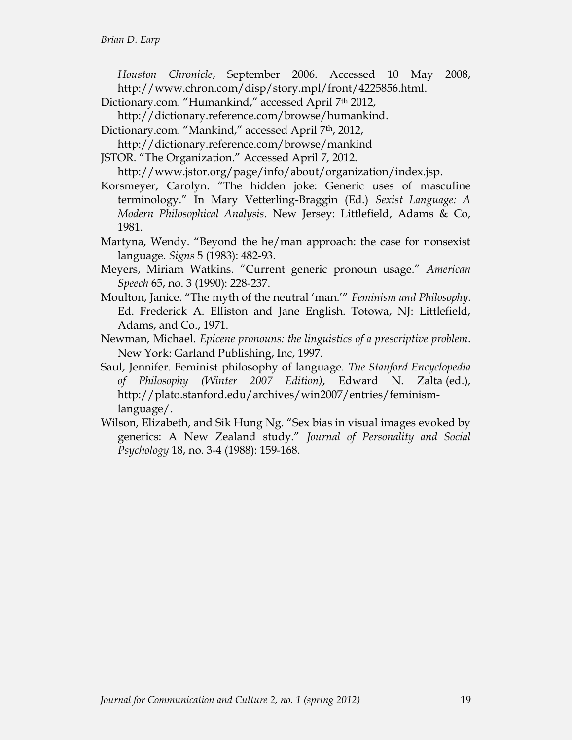*Houston Chronicle*, September 2006. Accessed 10 May 2008, http://www.chron.com/disp/story.mpl/front/4225856.html.

Dictionary.com. "Humankind," accessed April 7th 2012, http://dictionary.reference.com/browse/humankind.

Dictionary.com. "Mankind," accessed April 7th, 2012, http://dictionary.reference.com/browse/mankind

JSTOR. "The Organization." Accessed April 7, 2012. http://www.jstor.org/page/info/about/organization/index.jsp.

Korsmeyer, Carolyn. "The hidden joke: Generic uses of masculine terminology." In Mary Vetterling-Braggin (Ed.) *Sexist Language: A Modern Philosophical Analysis*. New Jersey: Littlefield, Adams & Co, 1981.

Martyna, Wendy. "Beyond the he/man approach: the case for nonsexist language. *Signs* 5 (1983): 482-93.

Meyers, Miriam Watkins. "Current generic pronoun usage." *American Speech* 65, no. 3 (1990): 228-237.

Moulton, Janice. "The myth of the neutral 'man.'" *Feminism and Philosophy*. Ed. Frederick A. Elliston and Jane English. Totowa, NJ: Littlefield, Adams, and Co., 1971.

Newman, Michael. *Epicene pronouns: the linguistics of a prescriptive problem*. New York: Garland Publishing, Inc, 1997.

Saul, Jennifer. Feminist philosophy of language. *The Stanford Encyclopedia of Philosophy (Winter 2007 Edition)*, Edward N. Zalta (ed.), http://plato.stanford.edu/archives/win2007/entries/feminism-language/.

Wilson, Elizabeth, and Sik Hung Ng. "Sex bias in visual images evoked by generics: A New Zealand study." *Journal of Personality and Social Psychology* 18, no. 3-4 (1988): 159-168.